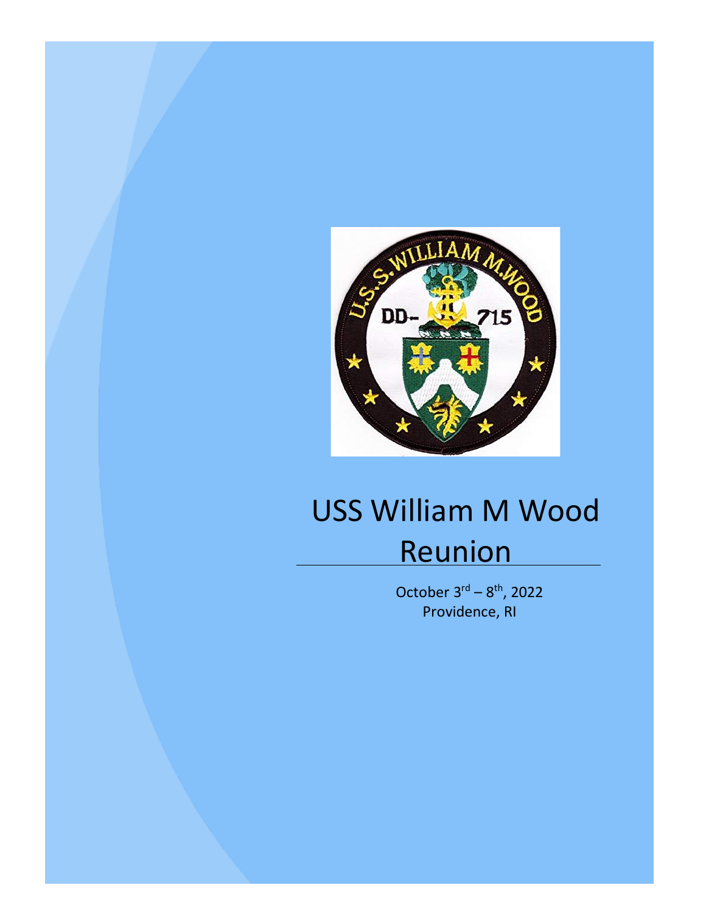# USS William M Wood Reunion

October 3rd – 8th, 2022
Providence, RI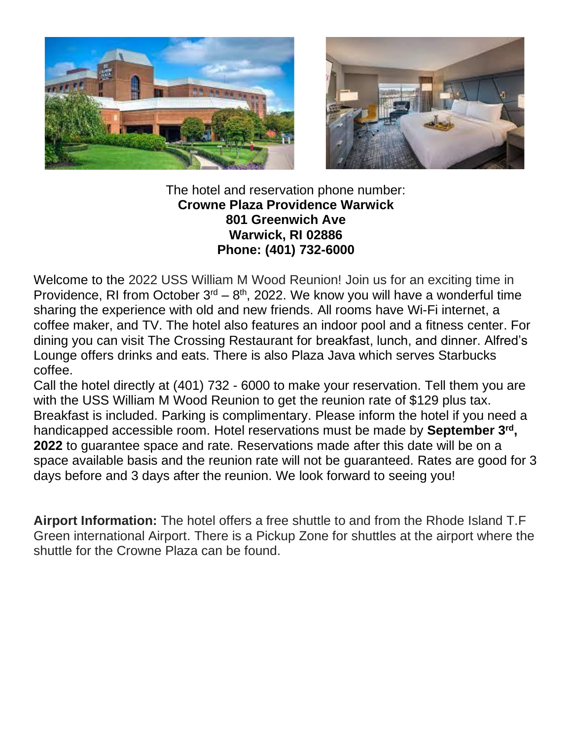The hotel and reservation phone number:
**Crowne Plaza Providence Warwick**
**801 Greenwich Ave**
**Warwick, RI 02886**
**Phone: (401) 732-6000**

Welcome to the 2022 USS William M Wood Reunion! Join us for an exciting time in Providence, RI from October 3rd – 8th, 2022. We know you will have a wonderful time sharing the experience with old and new friends. All rooms have Wi-Fi internet, a coffee maker, and TV. The hotel also features an indoor pool and a fitness center. For dining you can visit The Crossing Restaurant for breakfast, lunch, and dinner. Alfred's Lounge offers drinks and eats. There is also Plaza Java which serves Starbucks coffee.

Call the hotel directly at (401) 732 - 6000 to make your reservation. Tell them you are with the USS William M Wood Reunion to get the reunion rate of $129 plus tax. Breakfast is included. Parking is complimentary. Please inform the hotel if you need a handicapped accessible room. Hotel reservations must be made by **September 3rd, 2022** to guarantee space and rate. Reservations made after this date will be on a space available basis and the reunion rate will not be guaranteed. Rates are good for 3 days before and 3 days after the reunion. We look forward to seeing you!

**Airport Information:** The hotel offers a free shuttle to and from the Rhode Island T.F Green international Airport. There is a Pickup Zone for shuttles at the airport where the shuttle for the Crowne Plaza can be found.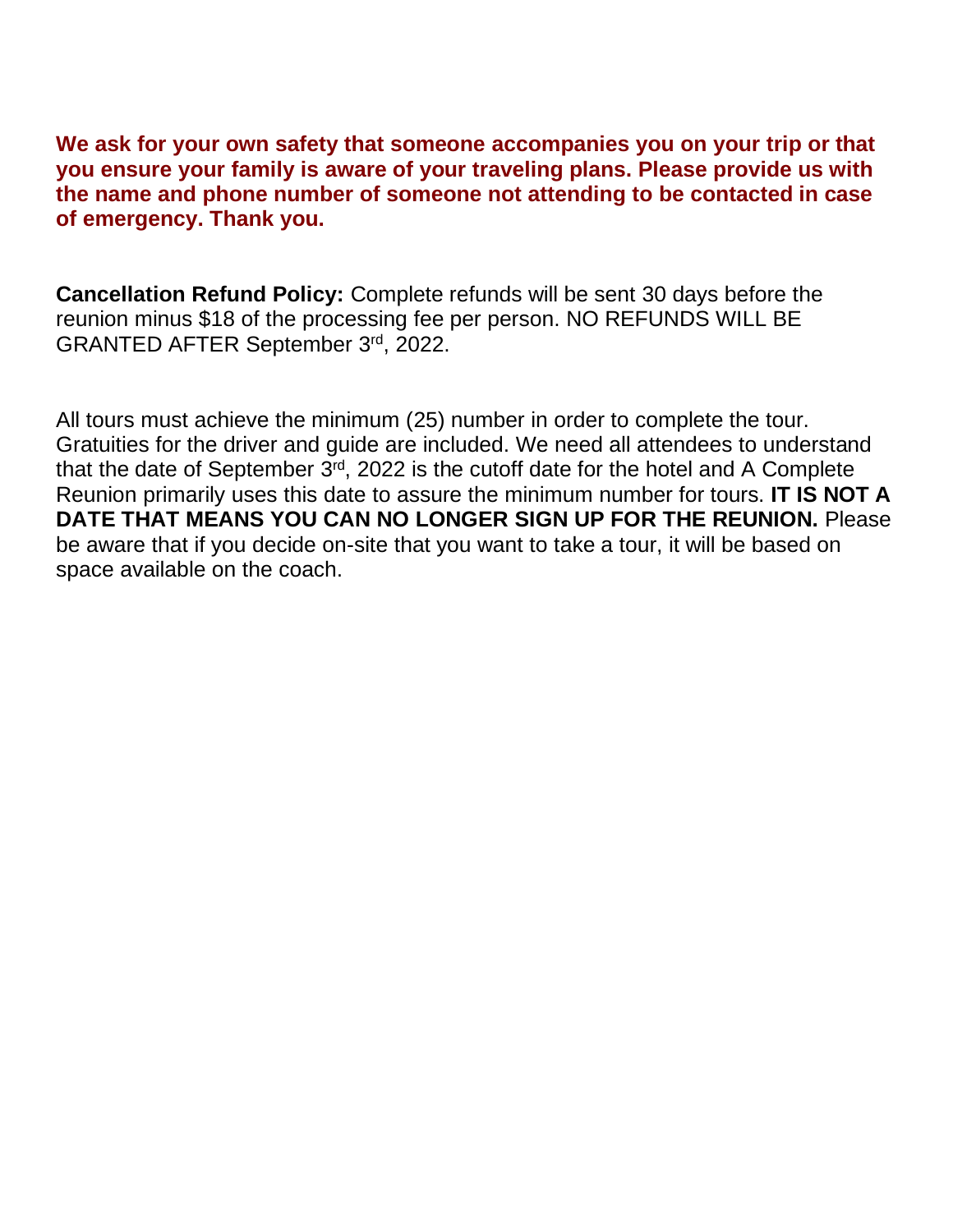**We ask for your own safety that someone accompanies you on your trip or that you ensure your family is aware of your traveling plans. Please provide us with the name and phone number of someone not attending to be contacted in case of emergency. Thank you.**

**Cancellation Refund Policy:** Complete refunds will be sent 30 days before the reunion minus $18 of the processing fee per person. NO REFUNDS WILL BE GRANTED AFTER September 3rd, 2022.

All tours must achieve the minimum (25) number in order to complete the tour. Gratuities for the driver and guide are included. We need all attendees to understand that the date of September 3rd, 2022 is the cutoff date for the hotel and A Complete Reunion primarily uses this date to assure the minimum number for tours. **IT IS NOT A DATE THAT MEANS YOU CAN NO LONGER SIGN UP FOR THE REUNION.** Please be aware that if you decide on-site that you want to take a tour, it will be based on space available on the coach.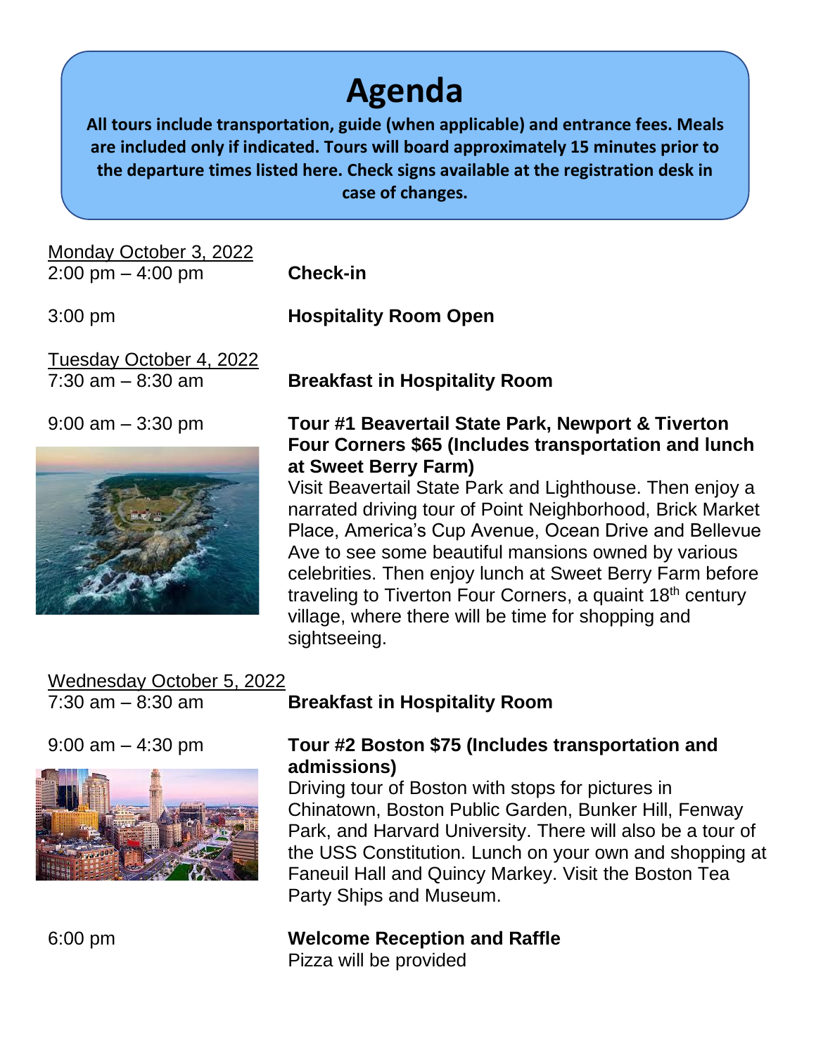# Agenda

**All tours include transportation, guide (when applicable) and entrance fees. Meals are included only if indicated. Tours will board approximately 15 minutes prior to the departure times listed here. Check signs available at the registration desk in case of changes.**

<u>Monday October 3, 2022</u>

2:00 pm – 4:00 pm **Check-in**

3:00 pm **Hospitality Room Open**

<u>Tuesday October 4, 2022</u>

7:30 am – 8:30 am **Breakfast in Hospitality Room**

9:00 am – 3:30 pm **Tour #1 Beavertail State Park, Newport & Tiverton Four Corners $65 (Includes transportation and lunch at Sweet Berry Farm)**

Visit Beavertail State Park and Lighthouse. Then enjoy a narrated driving tour of Point Neighborhood, Brick Market Place, America's Cup Avenue, Ocean Drive and Bellevue Ave to see some beautiful mansions owned by various celebrities. Then enjoy lunch at Sweet Berry Farm before traveling to Tiverton Four Corners, a quaint 18th century village, where there will be time for shopping and sightseeing.

<u>Wednesday October 5, 2022</u>

7:30 am – 8:30 am **Breakfast in Hospitality Room**

9:00 am – 4:30 pm **Tour #2 Boston $75 (Includes transportation and admissions)**

Driving tour of Boston with stops for pictures in Chinatown, Boston Public Garden, Bunker Hill, Fenway Park, and Harvard University. There will also be a tour of the USS Constitution. Lunch on your own and shopping at Faneuil Hall and Quincy Markey. Visit the Boston Tea Party Ships and Museum.

6:00 pm **Welcome Reception and Raffle**

Pizza will be provided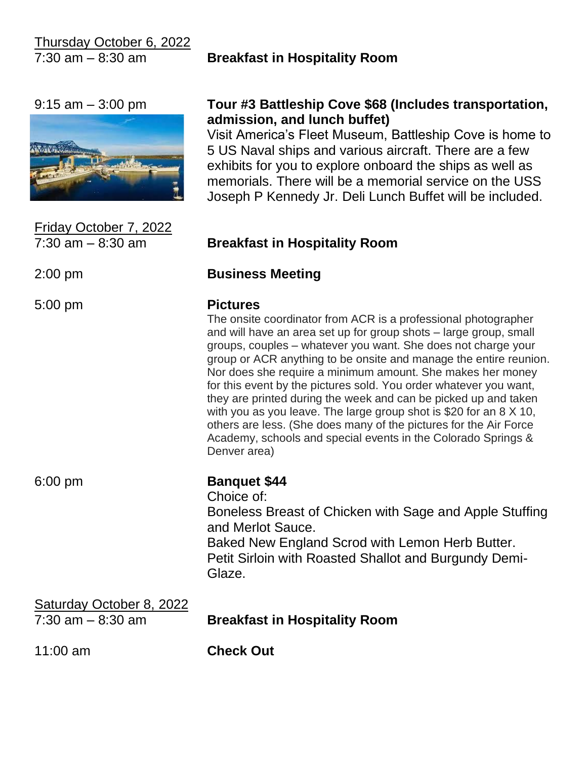Thursday October 6, 2022

7:30 am – 8:30 am **Breakfast in Hospitality Room**

9:15 am – 3:00 pm **Tour #3 Battleship Cove $68 (Includes transportation, admission, and lunch buffet)**

Visit America's Fleet Museum, Battleship Cove is home to 5 US Naval ships and various aircraft. There are a few exhibits for you to explore onboard the ships as well as memorials. There will be a memorial service on the USS Joseph P Kennedy Jr. Deli Lunch Buffet will be included.

Friday October 7, 2022

7:30 am – 8:30 am **Breakfast in Hospitality Room**

2:00 pm **Business Meeting**

5:00 pm **Pictures**

The onsite coordinator from ACR is a professional photographer and will have an area set up for group shots – large group, small groups, couples – whatever you want. She does not charge your group or ACR anything to be onsite and manage the entire reunion. Nor does she require a minimum amount. She makes her money for this event by the pictures sold. You order whatever you want, they are printed during the week and can be picked up and taken with you as you leave. The large group shot is $20 for an 8 X 10, others are less. (She does many of the pictures for the Air Force Academy, schools and special events in the Colorado Springs & Denver area)

6:00 pm **Banquet $44**

Choice of:

Boneless Breast of Chicken with Sage and Apple Stuffing and Merlot Sauce.

Baked New England Scrod with Lemon Herb Butter.

Petit Sirloin with Roasted Shallot and Burgundy Demi-Glaze.

Saturday October 8, 2022

7:30 am – 8:30 am **Breakfast in Hospitality Room**

11:00 am **Check Out**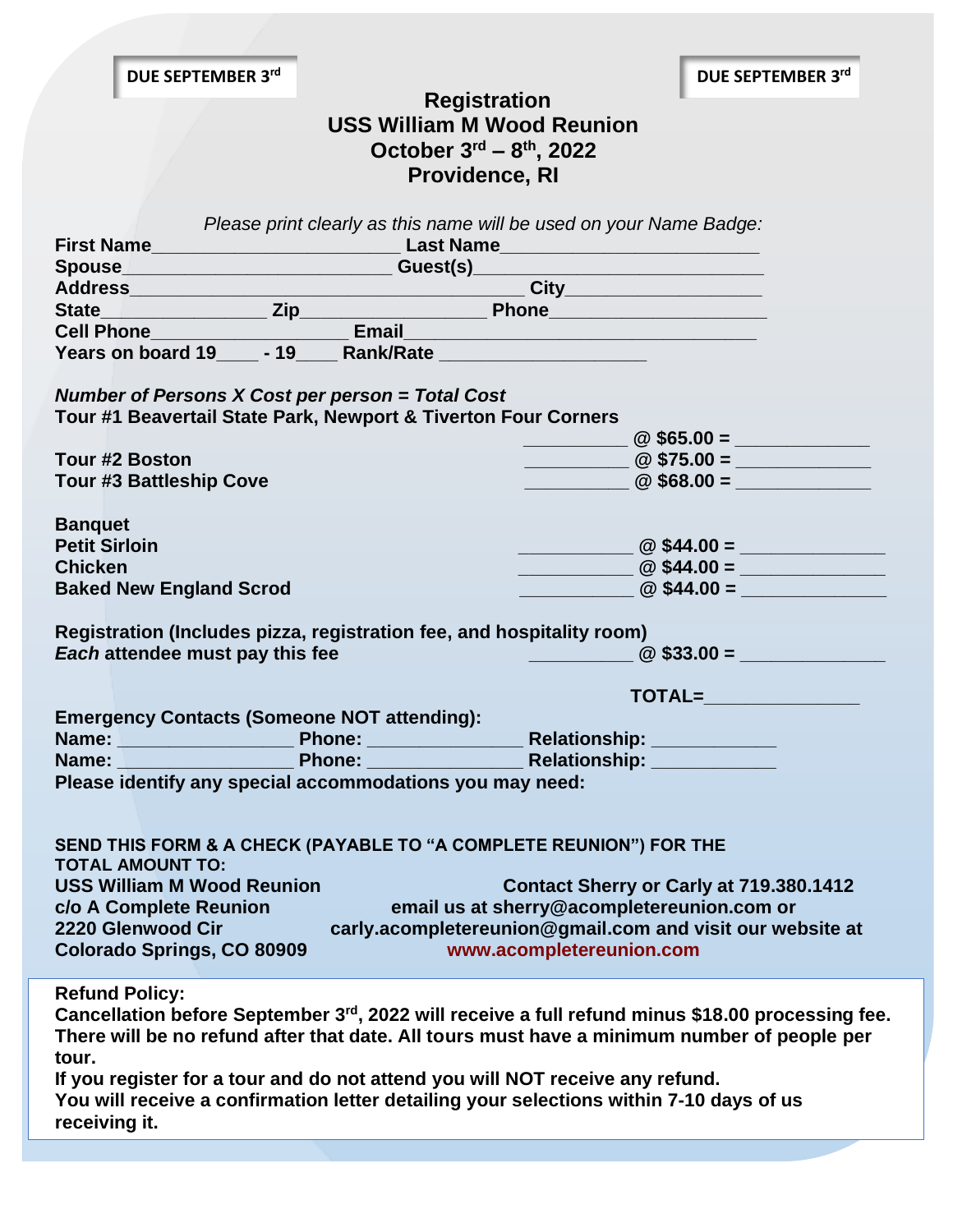**DUE SEPTEMBER 3rd** **DUE SEPTEMBER 3rd**

# Registration
# USS William M Wood Reunion
# October 3rd – 8th, 2022
# Providence, RI

*Please print clearly as this name will be used on your Name Badge:*

**First Name**________________________ **Last Name**_________________________

**Spouse**__________________________ **Guest(s)**____________________________

**Address**_______________________________________ **City**___________________

**State**________________ **Zip**__________________ **Phone**_____________________

**Cell Phone**___________________ **Email**___________________________________

**Years on board 19**____ **- 19**____ **Rank/Rate** ____________________

***Number of Persons X Cost per person = Total Cost***

**Tour #1 Beavertail State Park, Newport & Tiverton Four Corners** __________ @ $65.00 = _____________

**Tour #2 Boston** __________ @ $75.00 = _____________

**Tour #3 Battleship Cove** __________ @ $68.00 = _____________

**Banquet**

**Petit Sirloin** ___________ @ $44.00 = ______________

**Chicken** ___________ @ $44.00 = ______________

**Baked New England Scrod** ___________ @ $44.00 = ______________

**Registration (Includes pizza, registration fee, and hospitality room)**
***Each* attendee must pay this fee** __________ @ $33.00 = ______________

**TOTAL=**_______________

**Emergency Contacts (Someone NOT attending):**

**Name:** _________________ **Phone:** _______________ **Relationship:** ____________

**Name:** _________________ **Phone:** _______________ **Relationship:** ____________

**Please identify any special accommodations you may need:**

**SEND THIS FORM & A CHECK (PAYABLE TO "A COMPLETE REUNION") FOR THE TOTAL AMOUNT TO:**

**USS William M Wood Reunion**
**c/o A Complete Reunion**
**2220 Glenwood Cir**
**Colorado Springs, CO 80909**

**Contact Sherry or Carly at 719.380.1412**
**email us at sherry@acompletereunion.com or carly.acompletereunion@gmail.com and visit our website at**
**www.acompletereunion.com**

**Refund Policy:**
**Cancellation before September 3rd, 2022 will receive a full refund minus $18.00 processing fee. There will be no refund after that date. All tours must have a minimum number of people per tour.**
**If you register for a tour and do not attend you will NOT receive any refund.**
**You will receive a confirmation letter detailing your selections within 7-10 days of us receiving it.**